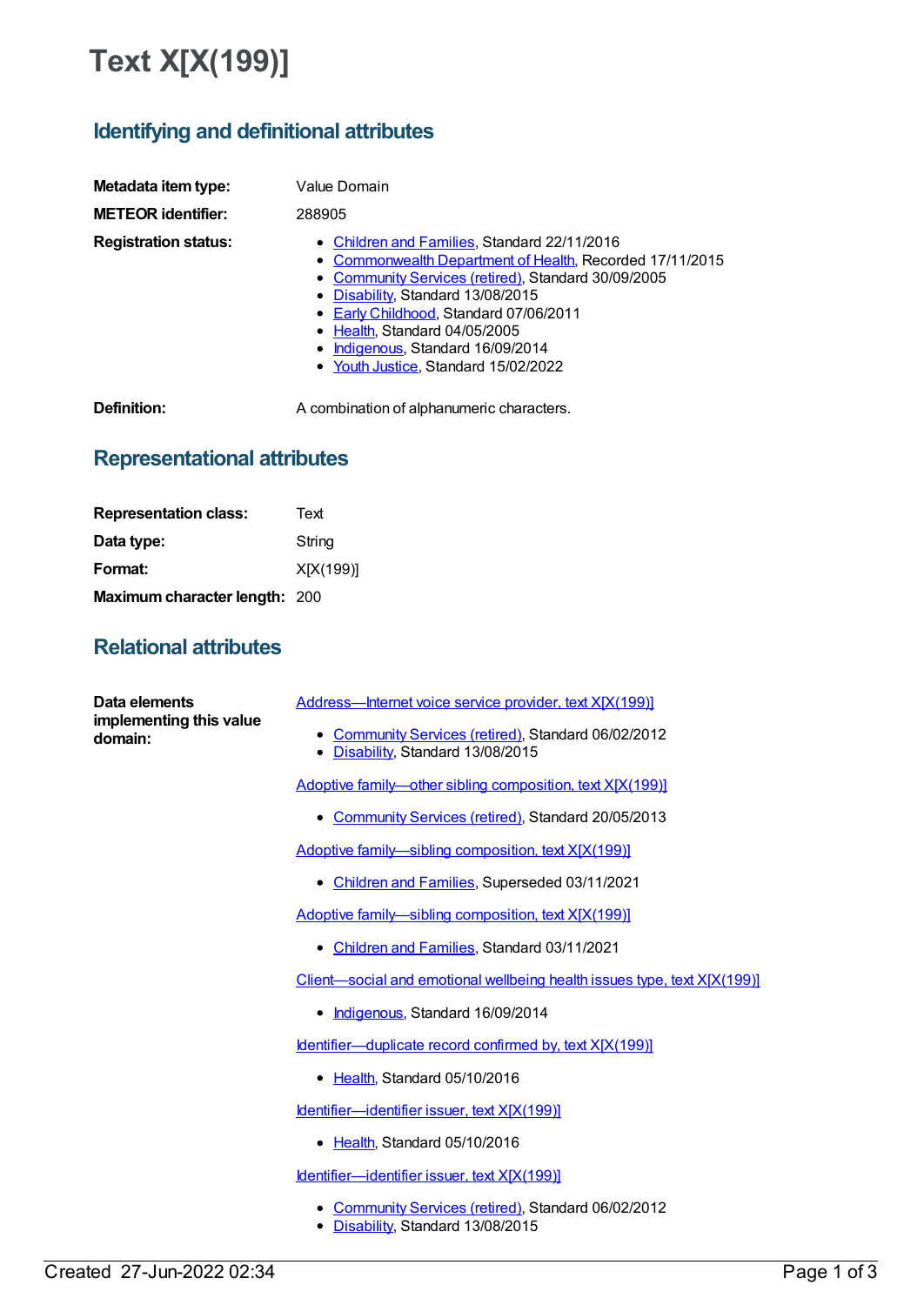# Text X[X(199)]

## Identifying and definitional attributes

**Metadata item type:** Value Domain

**METEOR identifier:** 288905

**Registration status:**

- Children and Families, Standard 22/11/2016
- Commonwealth Department of Health, Recorded 17/11/2015
- Community Services (retired), Standard 30/09/2005
- Disability, Standard 13/08/2015
- Early Childhood, Standard 07/06/2011
- Health, Standard 04/05/2005
- Indigenous, Standard 16/09/2014
- Youth Justice, Standard 15/02/2022

**Definition:** A combination of alphanumeric characters.

## Representational attributes

**Representation class:** Text

**Data type:** String

**Format:** X[X(199)]

**Maximum character length:** 200

## Relational attributes

**Data elements implementing this value domain:**

Address—Internet voice service provider, text X[X(199)]

- Community Services (retired), Standard 06/02/2012
- Disability, Standard 13/08/2015

Adoptive family—other sibling composition, text X[X(199)]

- Community Services (retired), Standard 20/05/2013

Adoptive family—sibling composition, text X[X(199)]

- Children and Families, Superseded 03/11/2021

Adoptive family—sibling composition, text X[X(199)]

- Children and Families, Standard 03/11/2021

Client—social and emotional wellbeing health issues type, text X[X(199)]

- Indigenous, Standard 16/09/2014

Identifier—duplicate record confirmed by, text X[X(199)]

- Health, Standard 05/10/2016

Identifier—identifier issuer, text X[X(199)]

- Health, Standard 05/10/2016

Identifier—identifier issuer, text X[X(199)]

- Community Services (retired), Standard 06/02/2012
- Disability, Standard 13/08/2015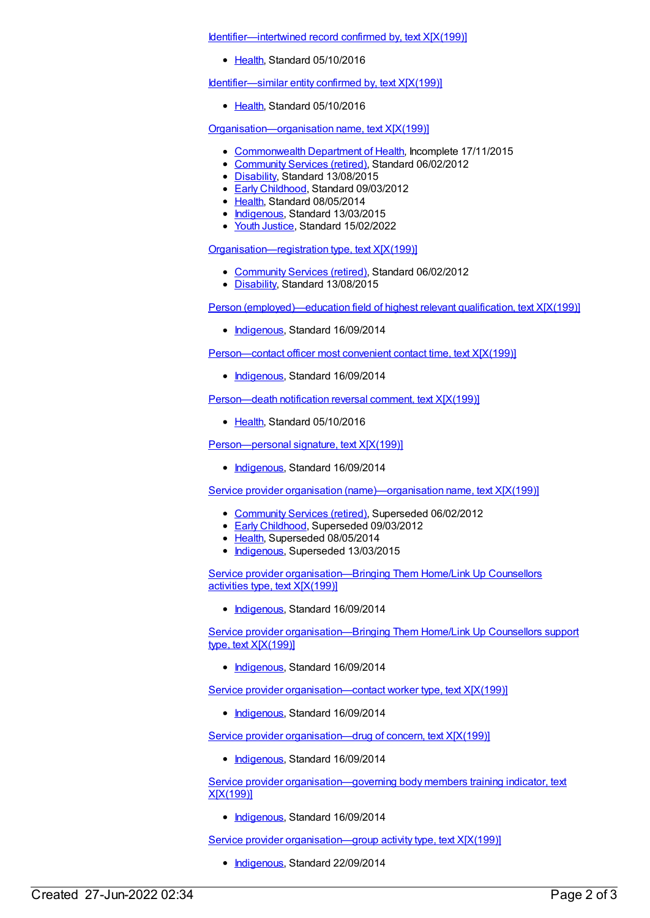Identifier—intertwined record confirmed by, text X[X(199)]

- Health, Standard 05/10/2016

Identifier—similar entity confirmed by, text X[X(199)]

- Health, Standard 05/10/2016

Organisation—organisation name, text X[X(199)]

- Commonwealth Department of Health, Incomplete 17/11/2015
- Community Services (retired), Standard 06/02/2012
- Disability, Standard 13/08/2015
- Early Childhood, Standard 09/03/2012
- Health, Standard 08/05/2014
- Indigenous, Standard 13/03/2015
- Youth Justice, Standard 15/02/2022

Organisation—registration type, text X[X(199)]

- Community Services (retired), Standard 06/02/2012
- Disability, Standard 13/08/2015

Person (employed)—education field of highest relevant qualification, text X[X(199)]

- Indigenous, Standard 16/09/2014

Person—contact officer most convenient contact time, text X[X(199)]

- Indigenous, Standard 16/09/2014

Person—death notification reversal comment, text X[X(199)]

- Health, Standard 05/10/2016

Person—personal signature, text X[X(199)]

- Indigenous, Standard 16/09/2014

Service provider organisation (name)—organisation name, text X[X(199)]

- Community Services (retired), Superseded 06/02/2012
- Early Childhood, Superseded 09/03/2012
- Health, Superseded 08/05/2014
- Indigenous, Superseded 13/03/2015

Service provider organisation—Bringing Them Home/Link Up Counsellors activities type, text X[X(199)]

- Indigenous, Standard 16/09/2014

Service provider organisation—Bringing Them Home/Link Up Counsellors support type, text X[X(199)]

- Indigenous, Standard 16/09/2014

Service provider organisation—contact worker type, text X[X(199)]

- Indigenous, Standard 16/09/2014

Service provider organisation—drug of concern, text X[X(199)]

- Indigenous, Standard 16/09/2014

Service provider organisation—governing body members training indicator, text X[X(199)]

- Indigenous, Standard 16/09/2014

Service provider organisation—group activity type, text X[X(199)]

- Indigenous, Standard 22/09/2014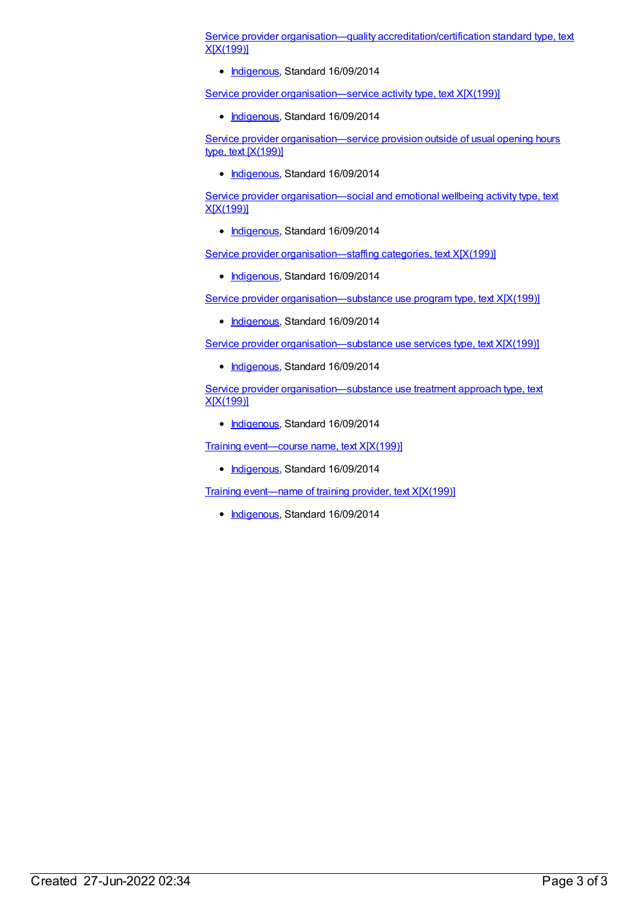Service provider organisation—quality accreditation/certification standard type, text X[X(199)]

- Indigenous, Standard 16/09/2014

Service provider organisation—service activity type, text X[X(199)]

- Indigenous, Standard 16/09/2014

Service provider organisation—service provision outside of usual opening hours type, text [X(199)]

- Indigenous, Standard 16/09/2014

Service provider organisation—social and emotional wellbeing activity type, text X[X(199)]

- Indigenous, Standard 16/09/2014

Service provider organisation—staffing categories, text X[X(199)]

- Indigenous, Standard 16/09/2014

Service provider organisation—substance use program type, text X[X(199)]

- Indigenous, Standard 16/09/2014

Service provider organisation—substance use services type, text X[X(199)]

- Indigenous, Standard 16/09/2014

Service provider organisation—substance use treatment approach type, text X[X(199)]

- Indigenous, Standard 16/09/2014

Training event—course name, text X[X(199)]

- Indigenous, Standard 16/09/2014

Training event—name of training provider, text X[X(199)]

- Indigenous, Standard 16/09/2014